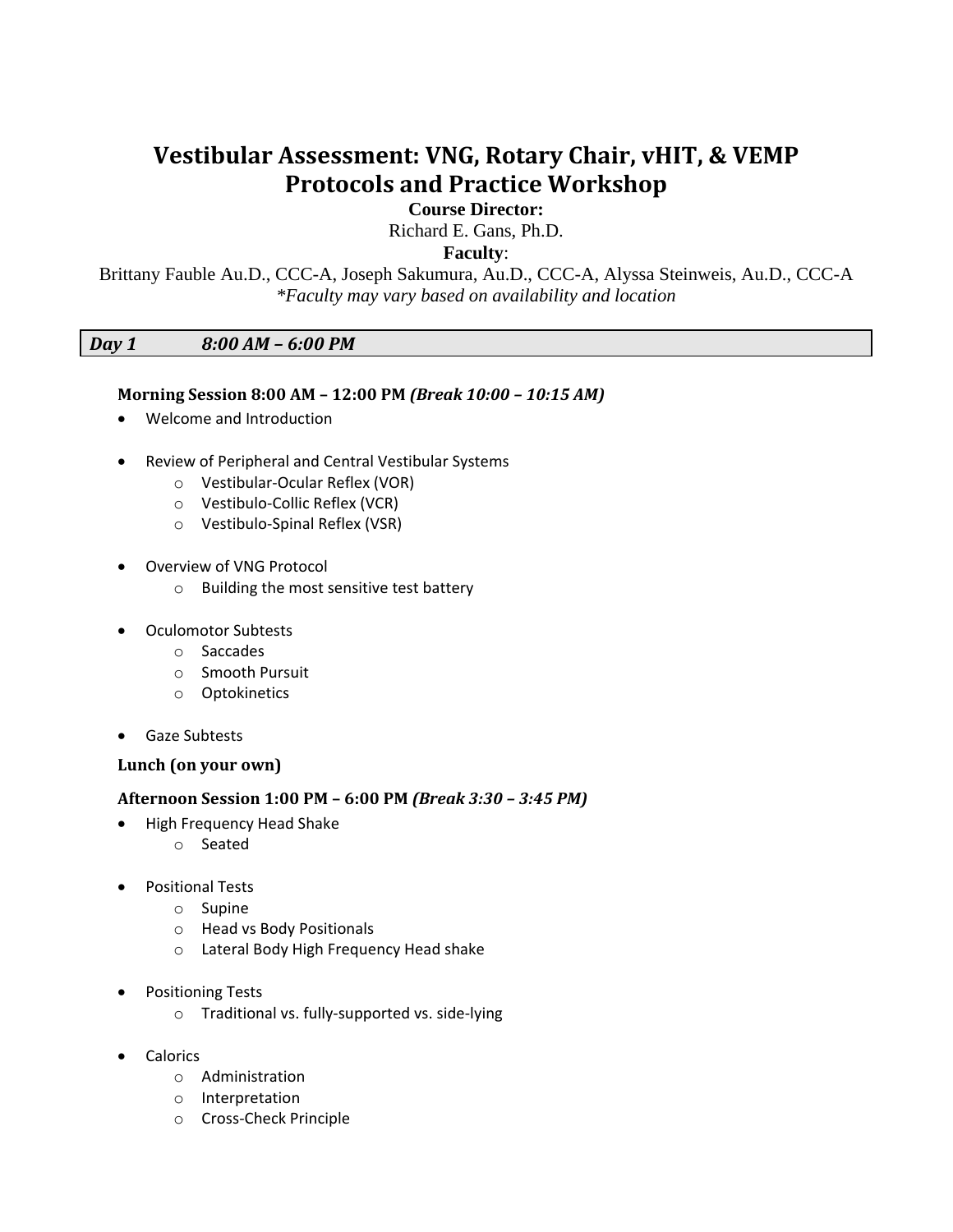# Vestibular Assessment: VNG, Rotary Chair, vHIT, & VEMP Protocols and Practice Workshop

**Course Director:**

Richard E. Gans, Ph.D.

**Faculty**:

Brittany Fauble Au.D., CCC-A, Joseph Sakumura, Au.D., CCC-A, Alyssa Steinweis, Au.D., CCC-A

*\*Faculty may vary based on availability and location*

## *Day 1 8:00 AM – 6:00 PM*

### Morning Session 8:00 AM – 12:00 PM *(Break 10:00 – 10:15 AM)*

- Welcome and Introduction
- Review of Peripheral and Central Vestibular Systems
  - Vestibular-Ocular Reflex (VOR)
  - Vestibulo-Collic Reflex (VCR)
  - Vestibulo-Spinal Reflex (VSR)
- Overview of VNG Protocol
  - Building the most sensitive test battery
- Oculomotor Subtests
  - Saccades
  - Smooth Pursuit
  - Optokinetics
- Gaze Subtests

**Lunch (on your own)**

### Afternoon Session 1:00 PM – 6:00 PM *(Break 3:30 – 3:45 PM)*

- High Frequency Head Shake
  - Seated
- Positional Tests
  - Supine
  - Head vs Body Positionals
  - Lateral Body High Frequency Head shake
- Positioning Tests
  - Traditional vs. fully-supported vs. side-lying
- Calorics
  - Administration
  - Interpretation
  - Cross-Check Principle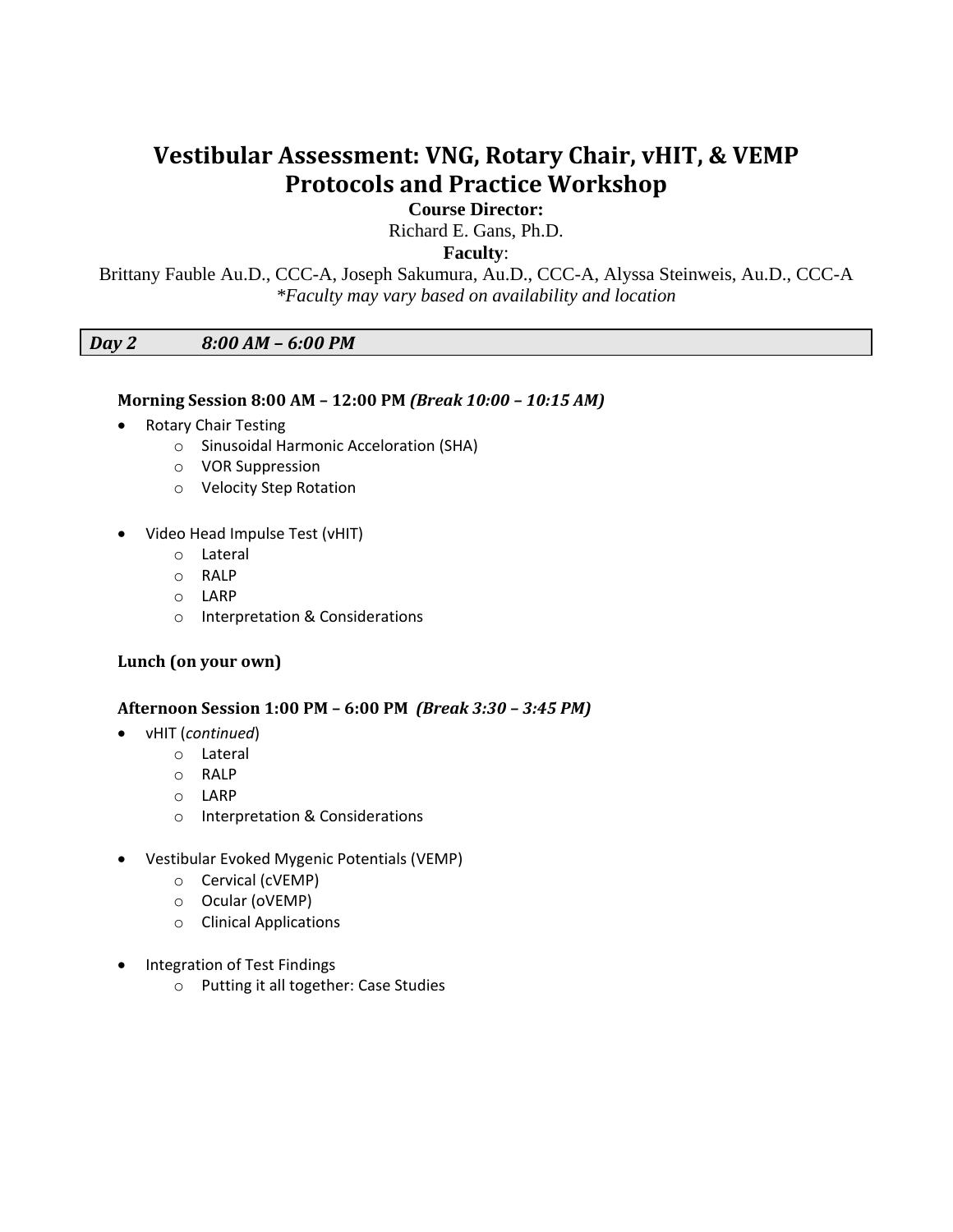# Vestibular Assessment: VNG, Rotary Chair, vHIT, & VEMP Protocols and Practice Workshop

**Course Director:**

Richard E. Gans, Ph.D.

**Faculty**:

Brittany Fauble Au.D., CCC-A, Joseph Sakumura, Au.D., CCC-A, Alyssa Steinweis, Au.D., CCC-A

*\*Faculty may vary based on availability and location*

***Day 2 8:00 AM – 6:00 PM***

**Morning Session 8:00 AM – 12:00 PM *(Break 10:00 – 10:15 AM)***

- Rotary Chair Testing
  - Sinusoidal Harmonic Acceleration (SHA)
  - VOR Suppression
  - Velocity Step Rotation
- Video Head Impulse Test (vHIT)
  - Lateral
  - RALP
  - LARP
  - Interpretation & Considerations

**Lunch (on your own)**

**Afternoon Session 1:00 PM – 6:00 PM *(Break 3:30 – 3:45 PM)***

- vHIT (*continued*)
  - Lateral
  - RALP
  - LARP
  - Interpretation & Considerations
- Vestibular Evoked Mygenic Potentials (VEMP)
  - Cervical (cVEMP)
  - Ocular (oVEMP)
  - Clinical Applications
- Integration of Test Findings
  - Putting it all together: Case Studies